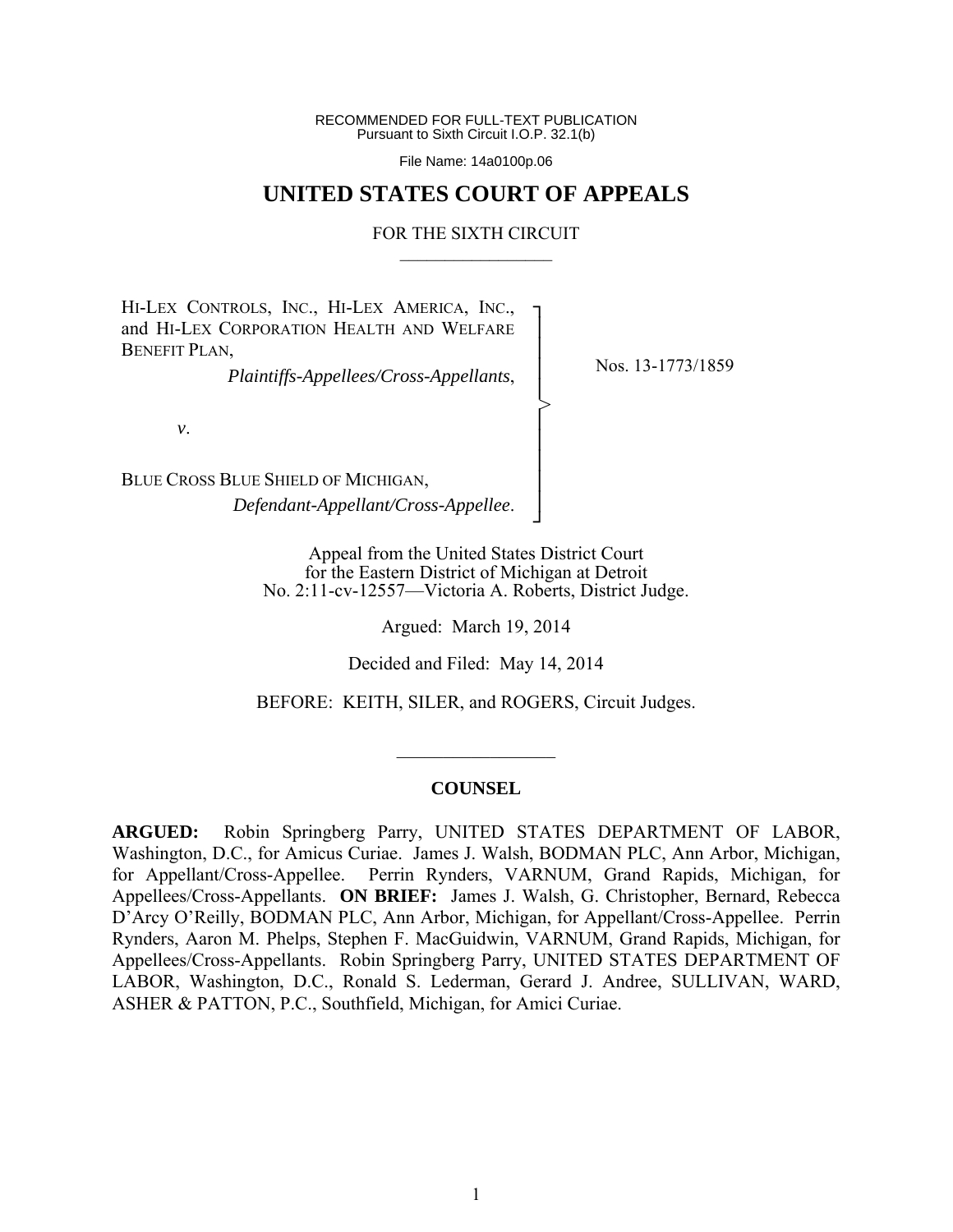RECOMMENDED FOR FULL-TEXT PUBLICATION
Pursuant to Sixth Circuit I.O.P. 32.1(b)

File Name: 14a0100p.06

# UNITED STATES COURT OF APPEALS

FOR THE SIXTH CIRCUIT

HI-LEX CONTROLS, INC., HI-LEX AMERICA, INC., and HI-LEX CORPORATION HEALTH AND WELFARE BENEFIT PLAN,
*Plaintiffs-Appellees/Cross-Appellants*,

*v*.

BLUE CROSS BLUE SHIELD OF MICHIGAN,
*Defendant-Appellant/Cross-Appellee*.

Nos. 13-1773/1859

Appeal from the United States District Court
for the Eastern District of Michigan at Detroit
No. 2:11-cv-12557—Victoria A. Roberts, District Judge.

Argued: March 19, 2014

Decided and Filed: May 14, 2014

BEFORE: KEITH, SILER, and ROGERS, Circuit Judges.

## COUNSEL

**ARGUED:** Robin Springberg Parry, UNITED STATES DEPARTMENT OF LABOR, Washington, D.C., for Amicus Curiae. James J. Walsh, BODMAN PLC, Ann Arbor, Michigan, for Appellant/Cross-Appellee. Perrin Rynders, VARNUM, Grand Rapids, Michigan, for Appellees/Cross-Appellants. **ON BRIEF:** James J. Walsh, G. Christopher, Bernard, Rebecca D'Arcy O'Reilly, BODMAN PLC, Ann Arbor, Michigan, for Appellant/Cross-Appellee. Perrin Rynders, Aaron M. Phelps, Stephen F. MacGuidwin, VARNUM, Grand Rapids, Michigan, for Appellees/Cross-Appellants. Robin Springberg Parry, UNITED STATES DEPARTMENT OF LABOR, Washington, D.C., Ronald S. Lederman, Gerard J. Andree, SULLIVAN, WARD, ASHER & PATTON, P.C., Southfield, Michigan, for Amici Curiae.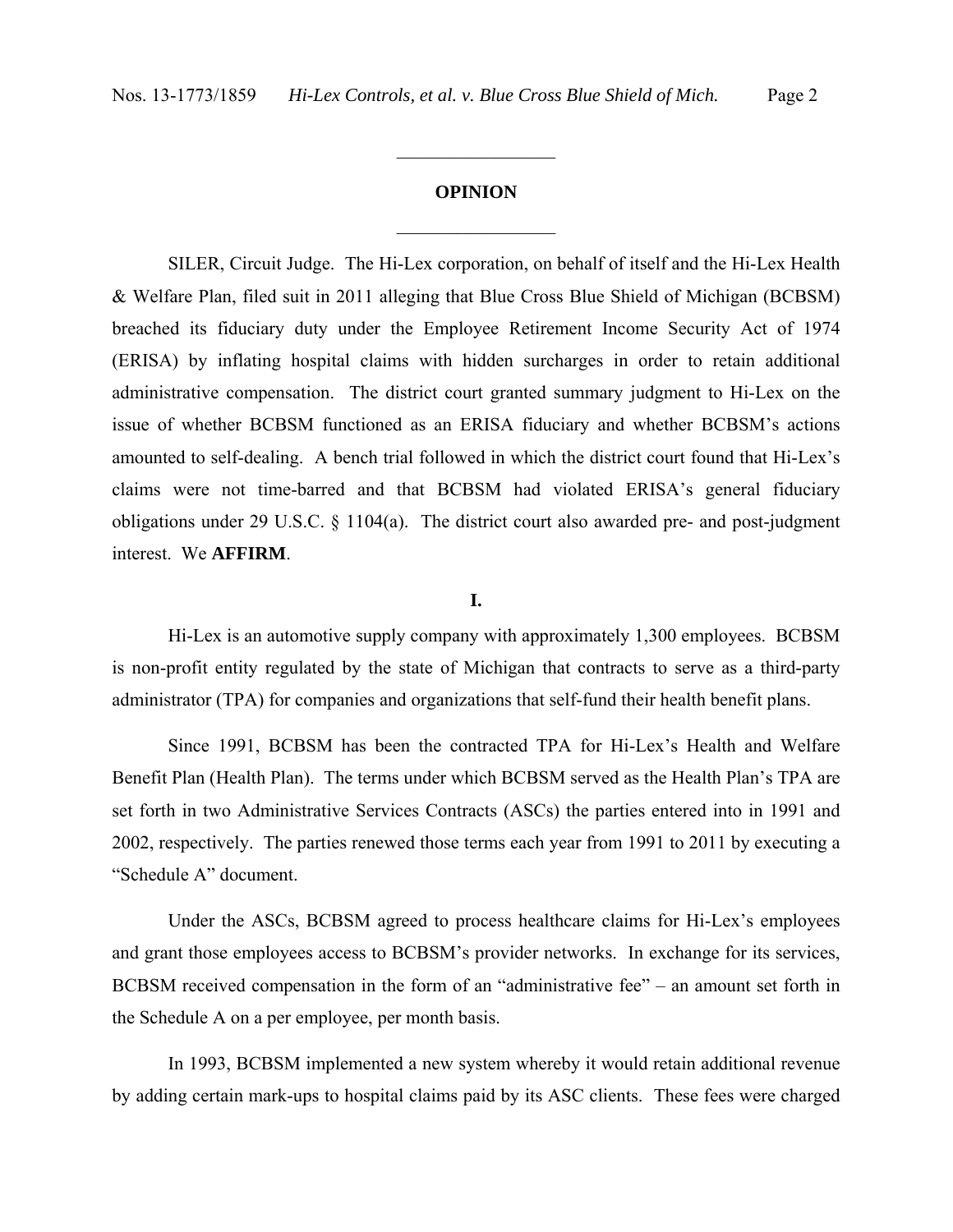## OPINION

SILER, Circuit Judge. The Hi-Lex corporation, on behalf of itself and the Hi-Lex Health & Welfare Plan, filed suit in 2011 alleging that Blue Cross Blue Shield of Michigan (BCBSM) breached its fiduciary duty under the Employee Retirement Income Security Act of 1974 (ERISA) by inflating hospital claims with hidden surcharges in order to retain additional administrative compensation. The district court granted summary judgment to Hi-Lex on the issue of whether BCBSM functioned as an ERISA fiduciary and whether BCBSM's actions amounted to self-dealing. A bench trial followed in which the district court found that Hi-Lex's claims were not time-barred and that BCBSM had violated ERISA's general fiduciary obligations under 29 U.S.C. § 1104(a). The district court also awarded pre- and post-judgment interest. We **AFFIRM**.

### I.

Hi-Lex is an automotive supply company with approximately 1,300 employees. BCBSM is non-profit entity regulated by the state of Michigan that contracts to serve as a third-party administrator (TPA) for companies and organizations that self-fund their health benefit plans.

Since 1991, BCBSM has been the contracted TPA for Hi-Lex's Health and Welfare Benefit Plan (Health Plan). The terms under which BCBSM served as the Health Plan's TPA are set forth in two Administrative Services Contracts (ASCs) the parties entered into in 1991 and 2002, respectively. The parties renewed those terms each year from 1991 to 2011 by executing a "Schedule A" document.

Under the ASCs, BCBSM agreed to process healthcare claims for Hi-Lex's employees and grant those employees access to BCBSM's provider networks. In exchange for its services, BCBSM received compensation in the form of an "administrative fee" – an amount set forth in the Schedule A on a per employee, per month basis.

In 1993, BCBSM implemented a new system whereby it would retain additional revenue by adding certain mark-ups to hospital claims paid by its ASC clients. These fees were charged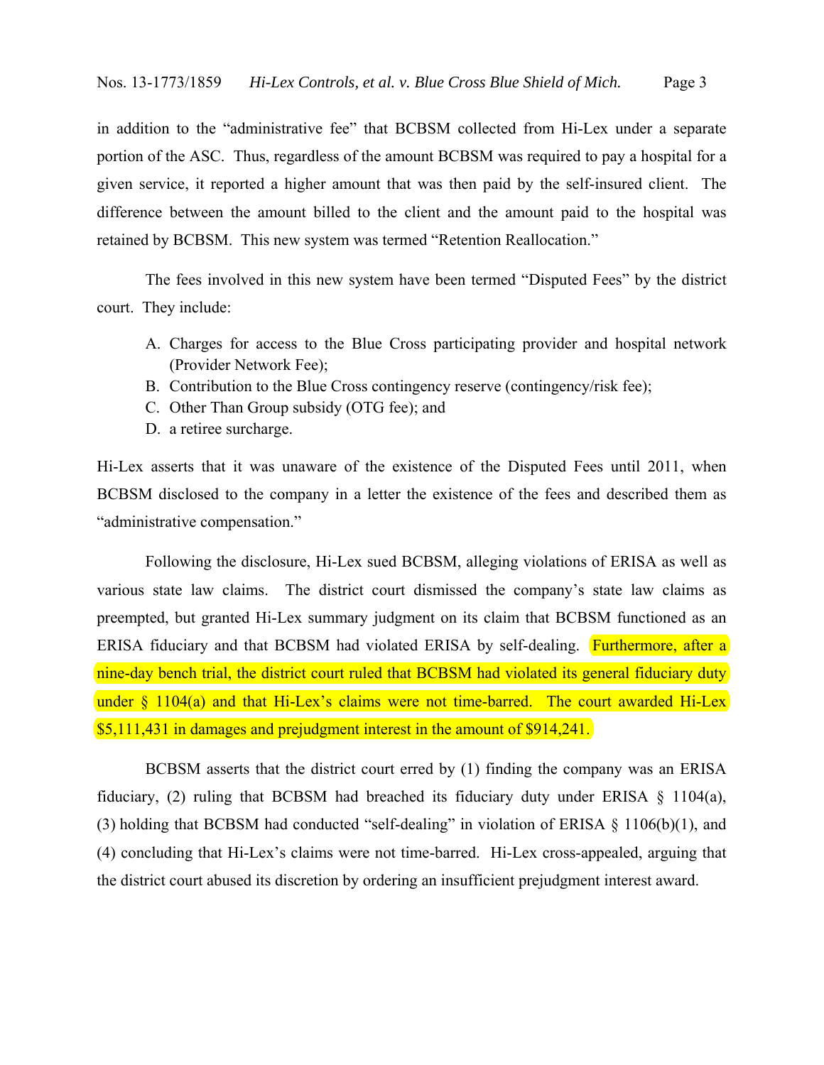in addition to the "administrative fee" that BCBSM collected from Hi-Lex under a separate portion of the ASC. Thus, regardless of the amount BCBSM was required to pay a hospital for a given service, it reported a higher amount that was then paid by the self-insured client. The difference between the amount billed to the client and the amount paid to the hospital was retained by BCBSM. This new system was termed "Retention Reallocation."

The fees involved in this new system have been termed "Disputed Fees" by the district court. They include:

A. Charges for access to the Blue Cross participating provider and hospital network (Provider Network Fee);
B. Contribution to the Blue Cross contingency reserve (contingency/risk fee);
C. Other Than Group subsidy (OTG fee); and
D. a retiree surcharge.

Hi-Lex asserts that it was unaware of the existence of the Disputed Fees until 2011, when BCBSM disclosed to the company in a letter the existence of the fees and described them as "administrative compensation."

Following the disclosure, Hi-Lex sued BCBSM, alleging violations of ERISA as well as various state law claims. The district court dismissed the company's state law claims as preempted, but granted Hi-Lex summary judgment on its claim that BCBSM functioned as an ERISA fiduciary and that BCBSM had violated ERISA by self-dealing. Furthermore, after a nine-day bench trial, the district court ruled that BCBSM had violated its general fiduciary duty under § 1104(a) and that Hi-Lex's claims were not time-barred. The court awarded Hi-Lex $5,111,431 in damages and prejudgment interest in the amount of $914,241.

BCBSM asserts that the district court erred by (1) finding the company was an ERISA fiduciary, (2) ruling that BCBSM had breached its fiduciary duty under ERISA § 1104(a), (3) holding that BCBSM had conducted "self-dealing" in violation of ERISA § 1106(b)(1), and (4) concluding that Hi-Lex's claims were not time-barred. Hi-Lex cross-appealed, arguing that the district court abused its discretion by ordering an insufficient prejudgment interest award.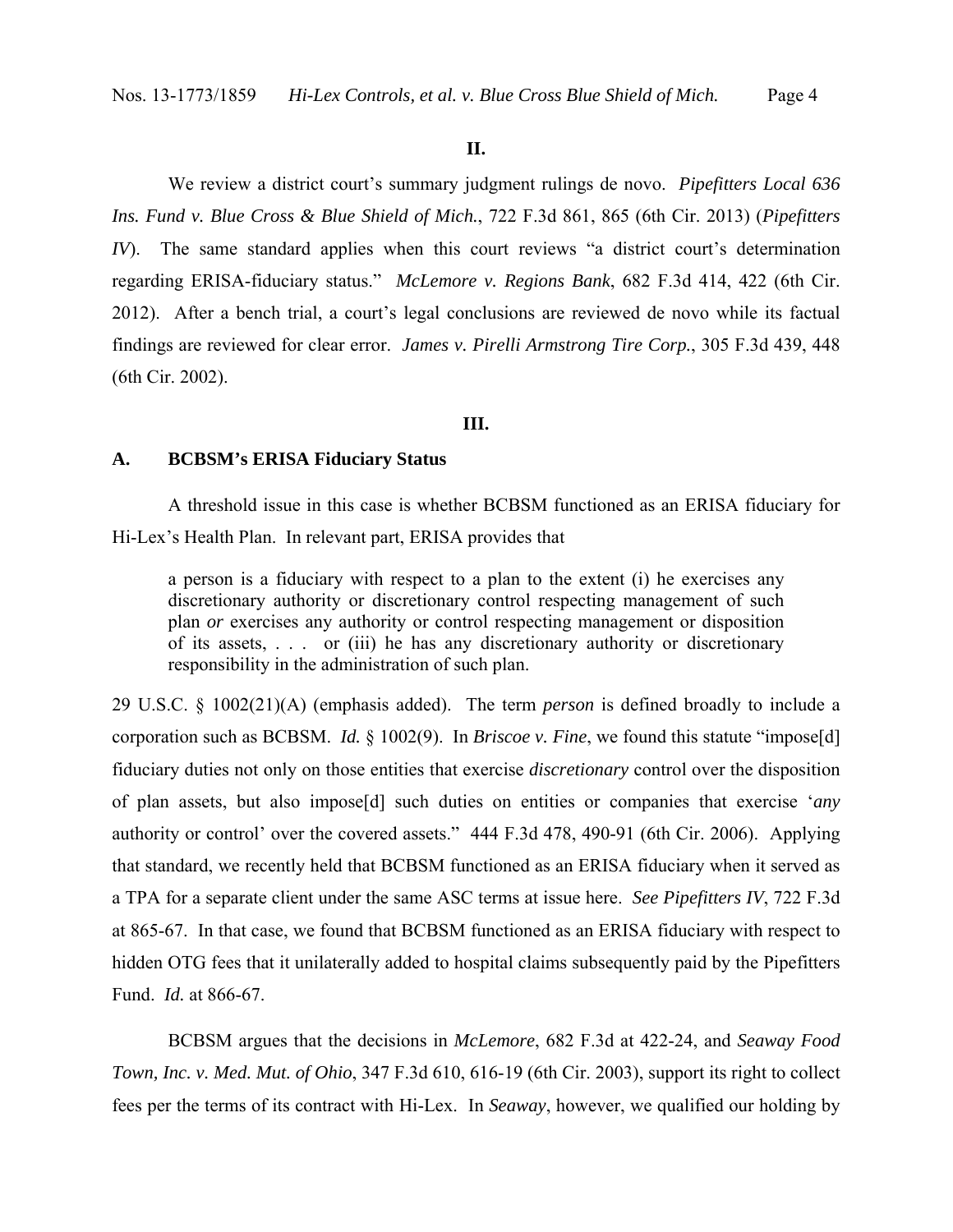## II.

We review a district court's summary judgment rulings de novo. *Pipefitters Local 636 Ins. Fund v. Blue Cross & Blue Shield of Mich.*, 722 F.3d 861, 865 (6th Cir. 2013) (*Pipefitters IV*). The same standard applies when this court reviews "a district court's determination regarding ERISA-fiduciary status." *McLemore v. Regions Bank*, 682 F.3d 414, 422 (6th Cir. 2012). After a bench trial, a court's legal conclusions are reviewed de novo while its factual findings are reviewed for clear error. *James v. Pirelli Armstrong Tire Corp.*, 305 F.3d 439, 448 (6th Cir. 2002).

## III.

### A. BCBSM's ERISA Fiduciary Status

A threshold issue in this case is whether BCBSM functioned as an ERISA fiduciary for Hi-Lex's Health Plan. In relevant part, ERISA provides that

> a person is a fiduciary with respect to a plan to the extent (i) he exercises any discretionary authority or discretionary control respecting management of such plan *or* exercises any authority or control respecting management or disposition of its assets, . . . or (iii) he has any discretionary authority or discretionary responsibility in the administration of such plan.

29 U.S.C. § 1002(21)(A) (emphasis added). The term *person* is defined broadly to include a corporation such as BCBSM. *Id.* § 1002(9). In *Briscoe v. Fine*, we found this statute "impose[d] fiduciary duties not only on those entities that exercise *discretionary* control over the disposition of plan assets, but also impose[d] such duties on entities or companies that exercise '*any* authority or control' over the covered assets." 444 F.3d 478, 490-91 (6th Cir. 2006). Applying that standard, we recently held that BCBSM functioned as an ERISA fiduciary when it served as a TPA for a separate client under the same ASC terms at issue here. *See Pipefitters IV*, 722 F.3d at 865-67. In that case, we found that BCBSM functioned as an ERISA fiduciary with respect to hidden OTG fees that it unilaterally added to hospital claims subsequently paid by the Pipefitters Fund. *Id.* at 866-67.

BCBSM argues that the decisions in *McLemore*, 682 F.3d at 422-24, and *Seaway Food Town, Inc. v. Med. Mut. of Ohio*, 347 F.3d 610, 616-19 (6th Cir. 2003), support its right to collect fees per the terms of its contract with Hi-Lex. In *Seaway*, however, we qualified our holding by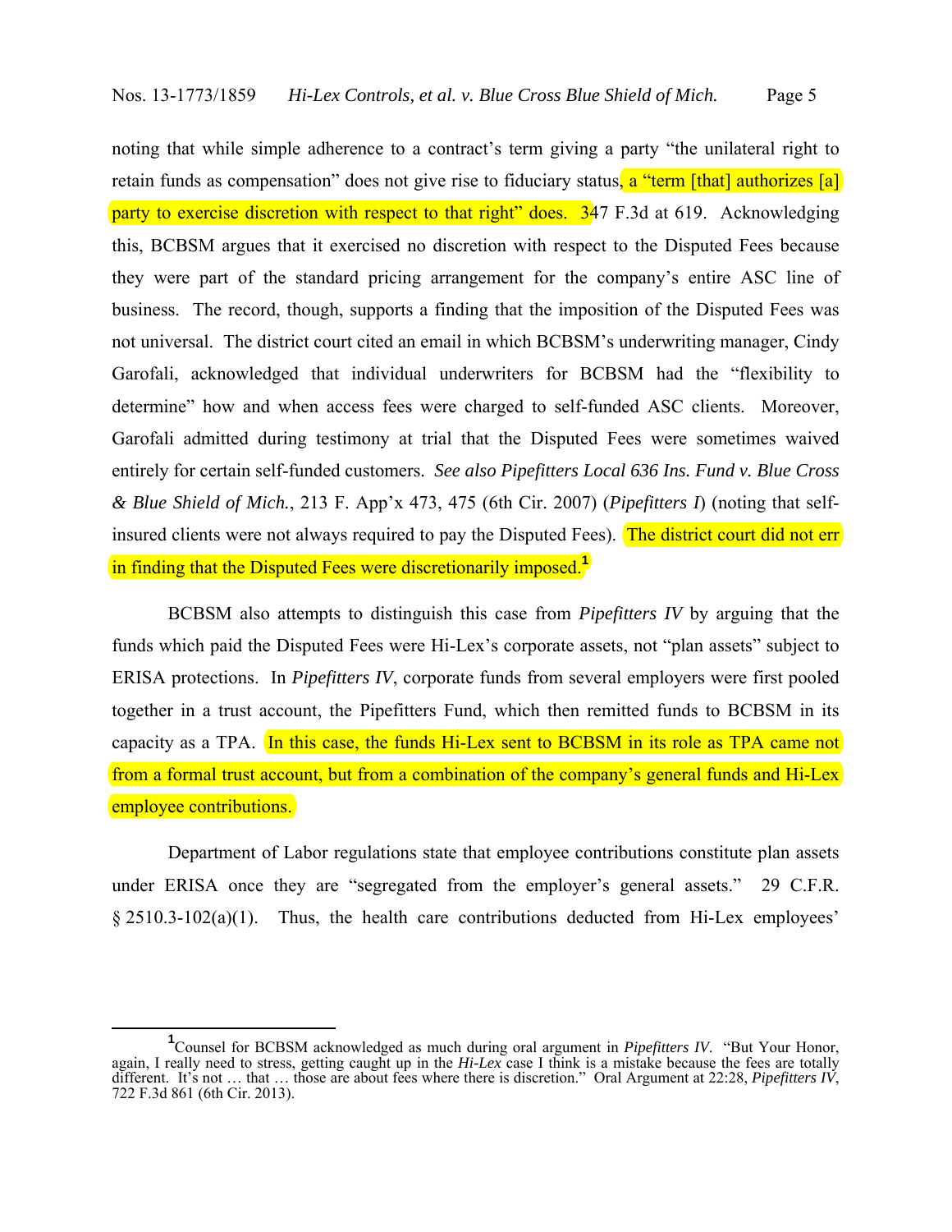noting that while simple adherence to a contract's term giving a party "the unilateral right to retain funds as compensation" does not give rise to fiduciary status, a "term [that] authorizes [a] party to exercise discretion with respect to that right" does. 347 F.3d at 619. Acknowledging this, BCBSM argues that it exercised no discretion with respect to the Disputed Fees because they were part of the standard pricing arrangement for the company's entire ASC line of business. The record, though, supports a finding that the imposition of the Disputed Fees was not universal. The district court cited an email in which BCBSM's underwriting manager, Cindy Garofali, acknowledged that individual underwriters for BCBSM had the "flexibility to determine" how and when access fees were charged to self-funded ASC clients. Moreover, Garofali admitted during testimony at trial that the Disputed Fees were sometimes waived entirely for certain self-funded customers. *See also Pipefitters Local 636 Ins. Fund v. Blue Cross & Blue Shield of Mich.*, 213 F. App'x 473, 475 (6th Cir. 2007) (*Pipefitters I*) (noting that self-insured clients were not always required to pay the Disputed Fees). The district court did not err in finding that the Disputed Fees were discretionarily imposed.[1]

BCBSM also attempts to distinguish this case from *Pipefitters IV* by arguing that the funds which paid the Disputed Fees were Hi-Lex's corporate assets, not "plan assets" subject to ERISA protections. In *Pipefitters IV*, corporate funds from several employers were first pooled together in a trust account, the Pipefitters Fund, which then remitted funds to BCBSM in its capacity as a TPA. In this case, the funds Hi-Lex sent to BCBSM in its role as TPA came not from a formal trust account, but from a combination of the company's general funds and Hi-Lex employee contributions.

Department of Labor regulations state that employee contributions constitute plan assets under ERISA once they are "segregated from the employer's general assets." 29 C.F.R. § 2510.3-102(a)(1). Thus, the health care contributions deducted from Hi-Lex employees'

---

[1] Counsel for BCBSM acknowledged as much during oral argument in *Pipefitters IV*. "But Your Honor, again, I really need to stress, getting caught up in the *Hi-Lex* case I think is a mistake because the fees are totally different. It's not … that … those are about fees where there is discretion." Oral Argument at 22:28, *Pipefitters IV*, 722 F.3d 861 (6th Cir. 2013).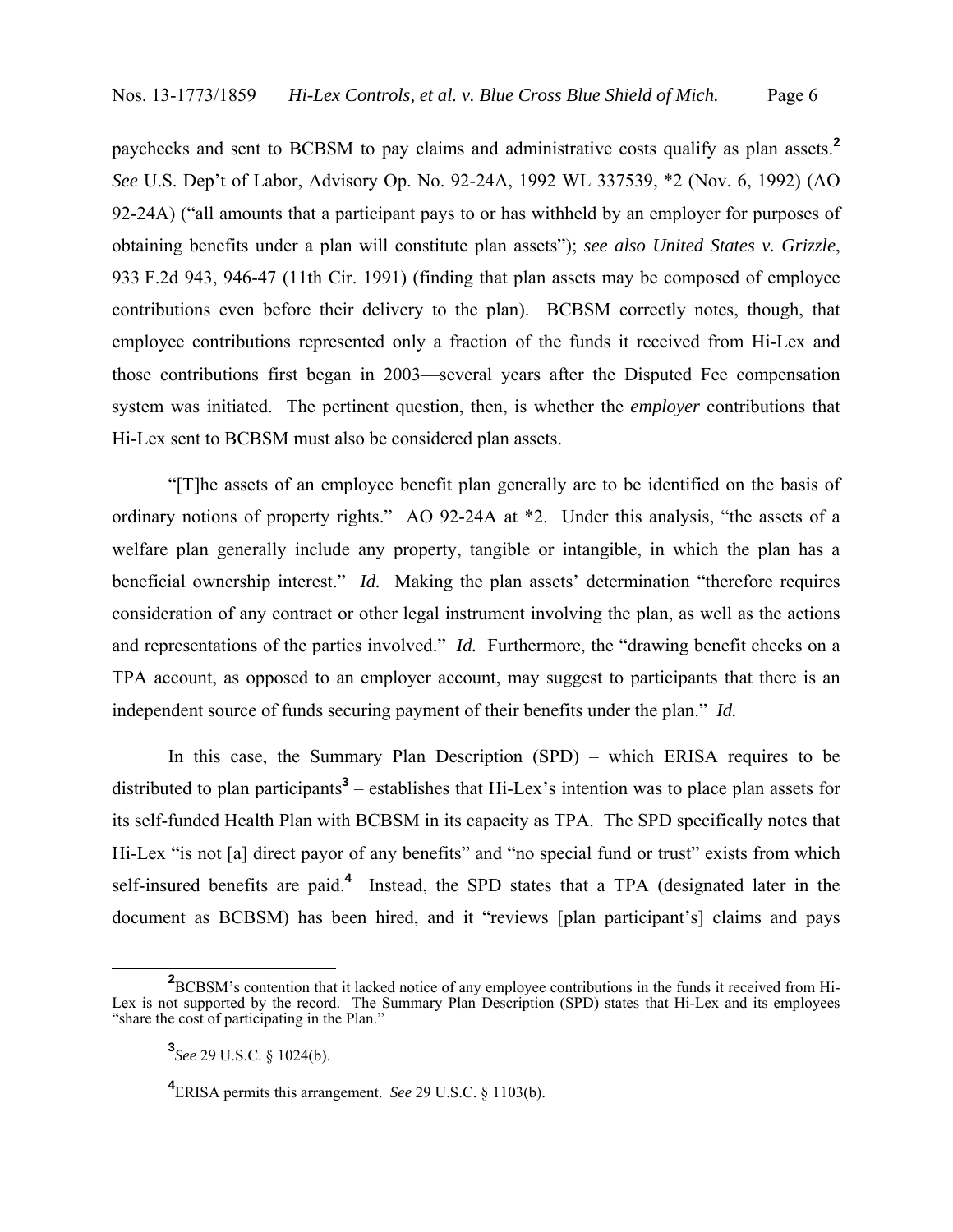paychecks and sent to BCBSM to pay claims and administrative costs qualify as plan assets.[2] *See* U.S. Dep't of Labor, Advisory Op. No. 92-24A, 1992 WL 337539, *2 (Nov. 6, 1992) (AO 92-24A) ("all amounts that a participant pays to or has withheld by an employer for purposes of obtaining benefits under a plan will constitute plan assets"); *see also United States v. Grizzle*, 933 F.2d 943, 946-47 (11th Cir. 1991) (finding that plan assets may be composed of employee contributions even before their delivery to the plan). BCBSM correctly notes, though, that employee contributions represented only a fraction of the funds it received from Hi-Lex and those contributions first began in 2003—several years after the Disputed Fee compensation system was initiated. The pertinent question, then, is whether the *employer* contributions that Hi-Lex sent to BCBSM must also be considered plan assets.

"[T]he assets of an employee benefit plan generally are to be identified on the basis of ordinary notions of property rights." AO 92-24A at *2. Under this analysis, "the assets of a welfare plan generally include any property, tangible or intangible, in which the plan has a beneficial ownership interest." *Id.* Making the plan assets' determination "therefore requires consideration of any contract or other legal instrument involving the plan, as well as the actions and representations of the parties involved." *Id.* Furthermore, the "drawing benefit checks on a TPA account, as opposed to an employer account, may suggest to participants that there is an independent source of funds securing payment of their benefits under the plan." *Id.*

In this case, the Summary Plan Description (SPD) – which ERISA requires to be distributed to plan participants[3] – establishes that Hi-Lex's intention was to place plan assets for its self-funded Health Plan with BCBSM in its capacity as TPA. The SPD specifically notes that Hi-Lex "is not [a] direct payor of any benefits" and "no special fund or trust" exists from which self-insured benefits are paid.[4] Instead, the SPD states that a TPA (designated later in the document as BCBSM) has been hired, and it "reviews [plan participant's] claims and pays

---

[2] BCBSM's contention that it lacked notice of any employee contributions in the funds it received from Hi-Lex is not supported by the record. The Summary Plan Description (SPD) states that Hi-Lex and its employees "share the cost of participating in the Plan."

[3] *See* 29 U.S.C. § 1024(b).

[4] ERISA permits this arrangement. *See* 29 U.S.C. § 1103(b).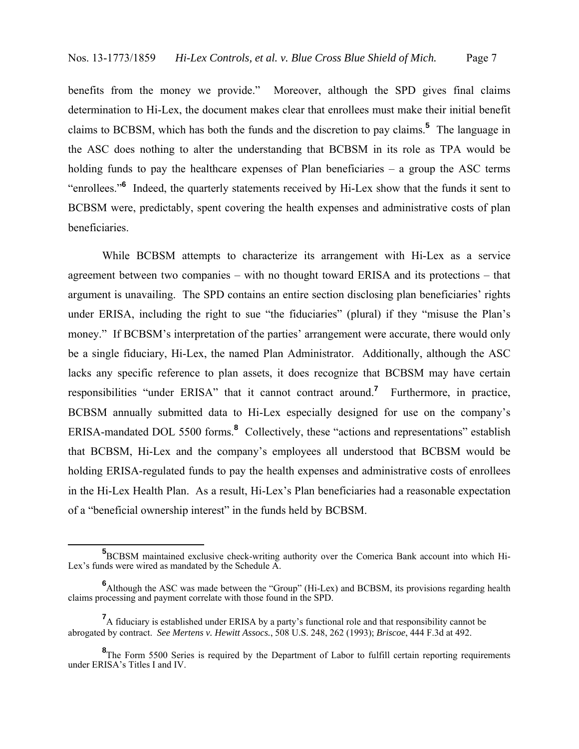benefits from the money we provide." Moreover, although the SPD gives final claims determination to Hi-Lex, the document makes clear that enrollees must make their initial benefit claims to BCBSM, which has both the funds and the discretion to pay claims.[5] The language in the ASC does nothing to alter the understanding that BCBSM in its role as TPA would be holding funds to pay the healthcare expenses of Plan beneficiaries – a group the ASC terms "enrollees."[6] Indeed, the quarterly statements received by Hi-Lex show that the funds it sent to BCBSM were, predictably, spent covering the health expenses and administrative costs of plan beneficiaries.

While BCBSM attempts to characterize its arrangement with Hi-Lex as a service agreement between two companies – with no thought toward ERISA and its protections – that argument is unavailing. The SPD contains an entire section disclosing plan beneficiaries' rights under ERISA, including the right to sue "the fiduciaries" (plural) if they "misuse the Plan's money." If BCBSM's interpretation of the parties' arrangement were accurate, there would only be a single fiduciary, Hi-Lex, the named Plan Administrator. Additionally, although the ASC lacks any specific reference to plan assets, it does recognize that BCBSM may have certain responsibilities "under ERISA" that it cannot contract around.[7] Furthermore, in practice, BCBSM annually submitted data to Hi-Lex especially designed for use on the company's ERISA-mandated DOL 5500 forms.[8] Collectively, these "actions and representations" establish that BCBSM, Hi-Lex and the company's employees all understood that BCBSM would be holding ERISA-regulated funds to pay the health expenses and administrative costs of enrollees in the Hi-Lex Health Plan. As a result, Hi-Lex's Plan beneficiaries had a reasonable expectation of a "beneficial ownership interest" in the funds held by BCBSM.

---

[5] BCBSM maintained exclusive check-writing authority over the Comerica Bank account into which Hi-Lex's funds were wired as mandated by the Schedule A.

[6] Although the ASC was made between the "Group" (Hi-Lex) and BCBSM, its provisions regarding health claims processing and payment correlate with those found in the SPD.

[7] A fiduciary is established under ERISA by a party's functional role and that responsibility cannot be abrogated by contract. *See Mertens v. Hewitt Assocs.*, 508 U.S. 248, 262 (1993); *Briscoe*, 444 F.3d at 492.

[8] The Form 5500 Series is required by the Department of Labor to fulfill certain reporting requirements under ERISA's Titles I and IV.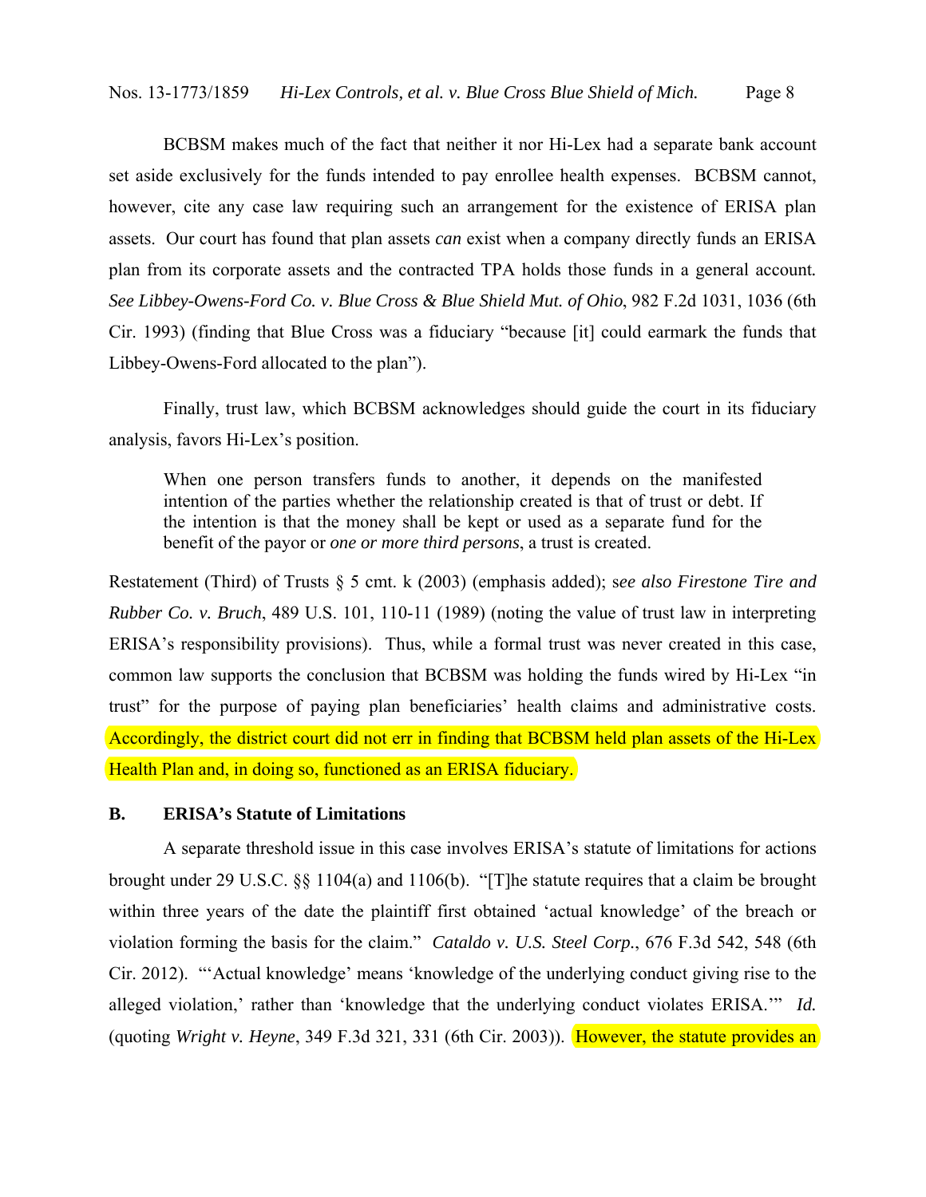BCBSM makes much of the fact that neither it nor Hi-Lex had a separate bank account set aside exclusively for the funds intended to pay enrollee health expenses. BCBSM cannot, however, cite any case law requiring such an arrangement for the existence of ERISA plan assets. Our court has found that plan assets *can* exist when a company directly funds an ERISA plan from its corporate assets and the contracted TPA holds those funds in a general account. *See Libbey-Owens-Ford Co. v. Blue Cross & Blue Shield Mut. of Ohio*, 982 F.2d 1031, 1036 (6th Cir. 1993) (finding that Blue Cross was a fiduciary "because [it] could earmark the funds that Libbey-Owens-Ford allocated to the plan").

Finally, trust law, which BCBSM acknowledges should guide the court in its fiduciary analysis, favors Hi-Lex's position.

> When one person transfers funds to another, it depends on the manifested intention of the parties whether the relationship created is that of trust or debt. If the intention is that the money shall be kept or used as a separate fund for the benefit of the payor or *one or more third persons*, a trust is created.

Restatement (Third) of Trusts § 5 cmt. k (2003) (emphasis added); s*ee also Firestone Tire and Rubber Co. v. Bruch*, 489 U.S. 101, 110-11 (1989) (noting the value of trust law in interpreting ERISA's responsibility provisions). Thus, while a formal trust was never created in this case, common law supports the conclusion that BCBSM was holding the funds wired by Hi-Lex "in trust" for the purpose of paying plan beneficiaries' health claims and administrative costs. Accordingly, the district court did not err in finding that BCBSM held plan assets of the Hi-Lex Health Plan and, in doing so, functioned as an ERISA fiduciary.

**B. ERISA's Statute of Limitations**

A separate threshold issue in this case involves ERISA's statute of limitations for actions brought under 29 U.S.C. §§ 1104(a) and 1106(b). "[T]he statute requires that a claim be brought within three years of the date the plaintiff first obtained 'actual knowledge' of the breach or violation forming the basis for the claim." *Cataldo v. U.S. Steel Corp.*, 676 F.3d 542, 548 (6th Cir. 2012). "'Actual knowledge' means 'knowledge of the underlying conduct giving rise to the alleged violation,' rather than 'knowledge that the underlying conduct violates ERISA.'" *Id.* (quoting *Wright v. Heyne*, 349 F.3d 321, 331 (6th Cir. 2003)). However, the statute provides an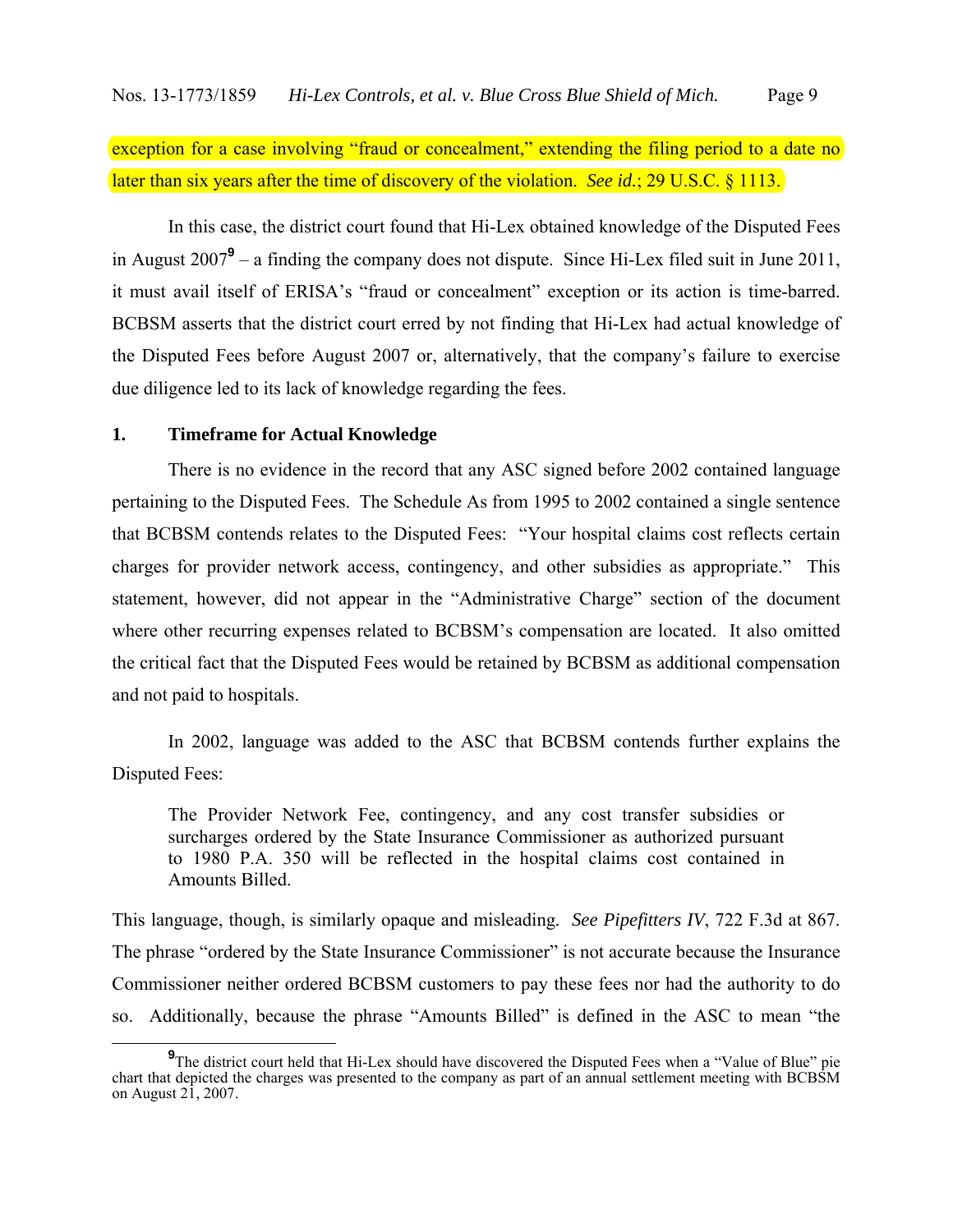exception for a case involving "fraud or concealment," extending the filing period to a date no later than six years after the time of discovery of the violation. *See id.*; 29 U.S.C. § 1113.

In this case, the district court found that Hi-Lex obtained knowledge of the Disputed Fees in August 2007[9] – a finding the company does not dispute. Since Hi-Lex filed suit in June 2011, it must avail itself of ERISA's "fraud or concealment" exception or its action is time-barred. BCBSM asserts that the district court erred by not finding that Hi-Lex had actual knowledge of the Disputed Fees before August 2007 or, alternatively, that the company's failure to exercise due diligence led to its lack of knowledge regarding the fees.

### 1. Timeframe for Actual Knowledge

There is no evidence in the record that any ASC signed before 2002 contained language pertaining to the Disputed Fees. The Schedule As from 1995 to 2002 contained a single sentence that BCBSM contends relates to the Disputed Fees: "Your hospital claims cost reflects certain charges for provider network access, contingency, and other subsidies as appropriate." This statement, however, did not appear in the "Administrative Charge" section of the document where other recurring expenses related to BCBSM's compensation are located. It also omitted the critical fact that the Disputed Fees would be retained by BCBSM as additional compensation and not paid to hospitals.

In 2002, language was added to the ASC that BCBSM contends further explains the Disputed Fees:

> The Provider Network Fee, contingency, and any cost transfer subsidies or surcharges ordered by the State Insurance Commissioner as authorized pursuant to 1980 P.A. 350 will be reflected in the hospital claims cost contained in Amounts Billed.

This language, though, is similarly opaque and misleading. *See Pipefitters IV*, 722 F.3d at 867. The phrase "ordered by the State Insurance Commissioner" is not accurate because the Insurance Commissioner neither ordered BCBSM customers to pay these fees nor had the authority to do so. Additionally, because the phrase "Amounts Billed" is defined in the ASC to mean "the

[9] The district court held that Hi-Lex should have discovered the Disputed Fees when a "Value of Blue" pie chart that depicted the charges was presented to the company as part of an annual settlement meeting with BCBSM on August 21, 2007.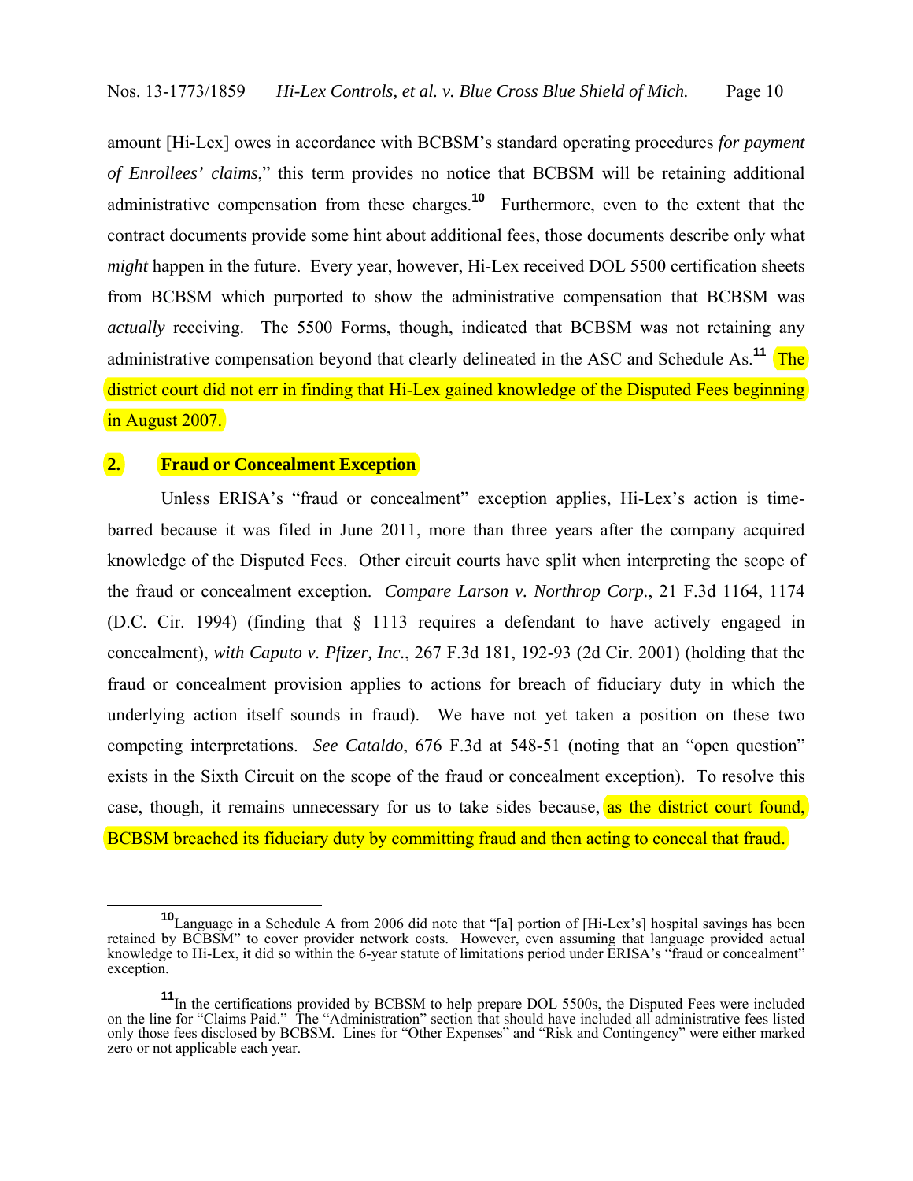amount [Hi-Lex] owes in accordance with BCBSM's standard operating procedures *for payment of Enrollees' claims*," this term provides no notice that BCBSM will be retaining additional administrative compensation from these charges.[10] Furthermore, even to the extent that the contract documents provide some hint about additional fees, those documents describe only what *might* happen in the future. Every year, however, Hi-Lex received DOL 5500 certification sheets from BCBSM which purported to show the administrative compensation that BCBSM was *actually* receiving. The 5500 Forms, though, indicated that BCBSM was not retaining any administrative compensation beyond that clearly delineated in the ASC and Schedule As.[11] The district court did not err in finding that Hi-Lex gained knowledge of the Disputed Fees beginning in August 2007.

### 2. Fraud or Concealment Exception

Unless ERISA's "fraud or concealment" exception applies, Hi-Lex's action is time-barred because it was filed in June 2011, more than three years after the company acquired knowledge of the Disputed Fees. Other circuit courts have split when interpreting the scope of the fraud or concealment exception. *Compare Larson v. Northrop Corp.*, 21 F.3d 1164, 1174 (D.C. Cir. 1994) (finding that § 1113 requires a defendant to have actively engaged in concealment), *with Caputo v. Pfizer, Inc.*, 267 F.3d 181, 192-93 (2d Cir. 2001) (holding that the fraud or concealment provision applies to actions for breach of fiduciary duty in which the underlying action itself sounds in fraud). We have not yet taken a position on these two competing interpretations. *See Cataldo*, 676 F.3d at 548-51 (noting that an "open question" exists in the Sixth Circuit on the scope of the fraud or concealment exception). To resolve this case, though, it remains unnecessary for us to take sides because, as the district court found, BCBSM breached its fiduciary duty by committing fraud and then acting to conceal that fraud.

---

[10] Language in a Schedule A from 2006 did note that "[a] portion of [Hi-Lex's] hospital savings has been retained by BCBSM" to cover provider network costs. However, even assuming that language provided actual knowledge to Hi-Lex, it did so within the 6-year statute of limitations period under ERISA's "fraud or concealment" exception.

[11] In the certifications provided by BCBSM to help prepare DOL 5500s, the Disputed Fees were included on the line for "Claims Paid." The "Administration" section that should have included all administrative fees listed only those fees disclosed by BCBSM. Lines for "Other Expenses" and "Risk and Contingency" were either marked zero or not applicable each year.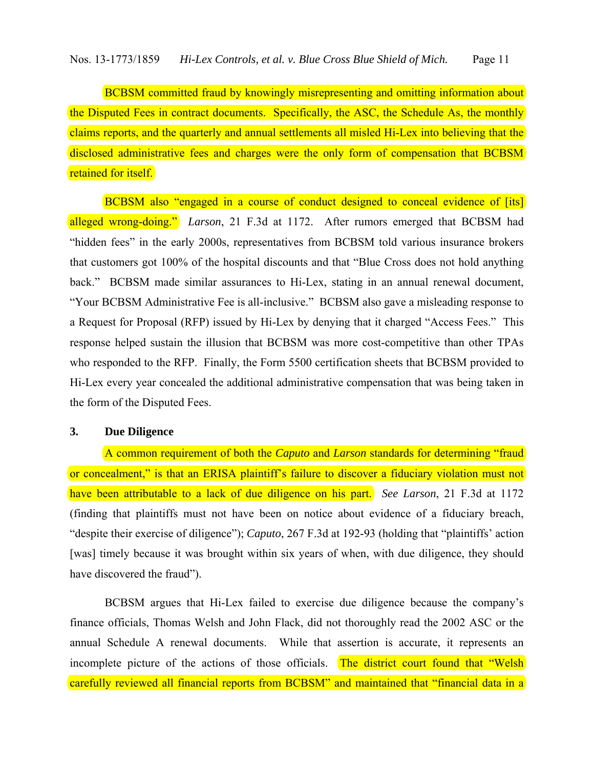BCBSM committed fraud by knowingly misrepresenting and omitting information about the Disputed Fees in contract documents. Specifically, the ASC, the Schedule As, the monthly claims reports, and the quarterly and annual settlements all misled Hi-Lex into believing that the disclosed administrative fees and charges were the only form of compensation that BCBSM retained for itself.

BCBSM also "engaged in a course of conduct designed to conceal evidence of [its] alleged wrong-doing." *Larson*, 21 F.3d at 1172. After rumors emerged that BCBSM had "hidden fees" in the early 2000s, representatives from BCBSM told various insurance brokers that customers got 100% of the hospital discounts and that "Blue Cross does not hold anything back." BCBSM made similar assurances to Hi-Lex, stating in an annual renewal document, "Your BCBSM Administrative Fee is all-inclusive." BCBSM also gave a misleading response to a Request for Proposal (RFP) issued by Hi-Lex by denying that it charged "Access Fees." This response helped sustain the illusion that BCBSM was more cost-competitive than other TPAs who responded to the RFP. Finally, the Form 5500 certification sheets that BCBSM provided to Hi-Lex every year concealed the additional administrative compensation that was being taken in the form of the Disputed Fees.

### 3. Due Diligence

A common requirement of both the *Caputo* and *Larson* standards for determining "fraud or concealment," is that an ERISA plaintiff's failure to discover a fiduciary violation must not have been attributable to a lack of due diligence on his part. *See Larson*, 21 F.3d at 1172 (finding that plaintiffs must not have been on notice about evidence of a fiduciary breach, "despite their exercise of diligence"); *Caputo*, 267 F.3d at 192-93 (holding that "plaintiffs' action [was] timely because it was brought within six years of when, with due diligence, they should have discovered the fraud").

BCBSM argues that Hi-Lex failed to exercise due diligence because the company's finance officials, Thomas Welsh and John Flack, did not thoroughly read the 2002 ASC or the annual Schedule A renewal documents. While that assertion is accurate, it represents an incomplete picture of the actions of those officials. The district court found that "Welsh carefully reviewed all financial reports from BCBSM" and maintained that "financial data in a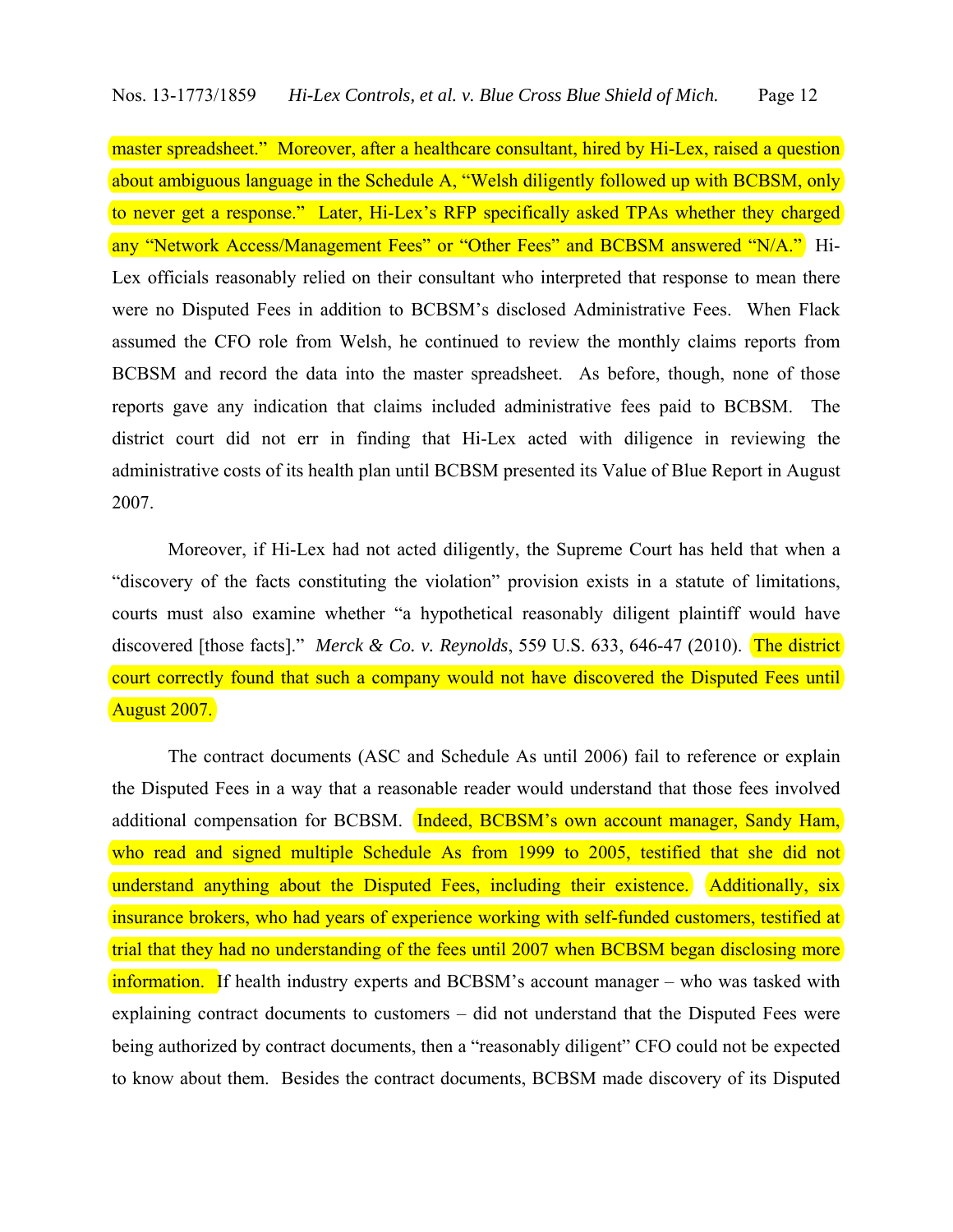master spreadsheet." Moreover, after a healthcare consultant, hired by Hi-Lex, raised a question about ambiguous language in the Schedule A, "Welsh diligently followed up with BCBSM, only to never get a response." Later, Hi-Lex's RFP specifically asked TPAs whether they charged any "Network Access/Management Fees" or "Other Fees" and BCBSM answered "N/A." Hi-Lex officials reasonably relied on their consultant who interpreted that response to mean there were no Disputed Fees in addition to BCBSM's disclosed Administrative Fees. When Flack assumed the CFO role from Welsh, he continued to review the monthly claims reports from BCBSM and record the data into the master spreadsheet. As before, though, none of those reports gave any indication that claims included administrative fees paid to BCBSM. The district court did not err in finding that Hi-Lex acted with diligence in reviewing the administrative costs of its health plan until BCBSM presented its Value of Blue Report in August 2007.

Moreover, if Hi-Lex had not acted diligently, the Supreme Court has held that when a "discovery of the facts constituting the violation" provision exists in a statute of limitations, courts must also examine whether "a hypothetical reasonably diligent plaintiff would have discovered [those facts]." *Merck & Co. v. Reynolds*, 559 U.S. 633, 646-47 (2010). The district court correctly found that such a company would not have discovered the Disputed Fees until August 2007.

The contract documents (ASC and Schedule As until 2006) fail to reference or explain the Disputed Fees in a way that a reasonable reader would understand that those fees involved additional compensation for BCBSM. Indeed, BCBSM's own account manager, Sandy Ham, who read and signed multiple Schedule As from 1999 to 2005, testified that she did not understand anything about the Disputed Fees, including their existence. Additionally, six insurance brokers, who had years of experience working with self-funded customers, testified at trial that they had no understanding of the fees until 2007 when BCBSM began disclosing more information. If health industry experts and BCBSM's account manager – who was tasked with explaining contract documents to customers – did not understand that the Disputed Fees were being authorized by contract documents, then a "reasonably diligent" CFO could not be expected to know about them. Besides the contract documents, BCBSM made discovery of its Disputed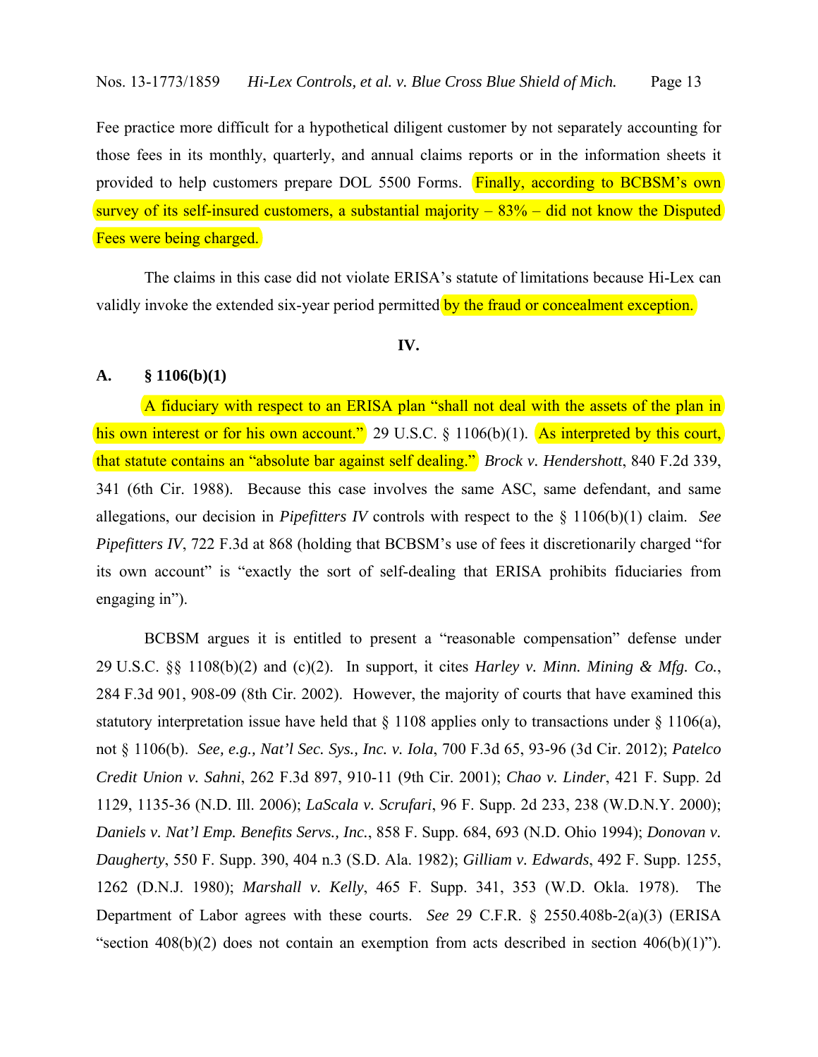Fee practice more difficult for a hypothetical diligent customer by not separately accounting for those fees in its monthly, quarterly, and annual claims reports or in the information sheets it provided to help customers prepare DOL 5500 Forms. Finally, according to BCBSM's own survey of its self-insured customers, a substantial majority – 83% – did not know the Disputed Fees were being charged.

The claims in this case did not violate ERISA's statute of limitations because Hi-Lex can validly invoke the extended six-year period permitted by the fraud or concealment exception.

## IV.

### A. § 1106(b)(1)

A fiduciary with respect to an ERISA plan "shall not deal with the assets of the plan in his own interest or for his own account." 29 U.S.C. § 1106(b)(1). As interpreted by this court, that statute contains an "absolute bar against self dealing." *Brock v. Hendershott*, 840 F.2d 339, 341 (6th Cir. 1988). Because this case involves the same ASC, same defendant, and same allegations, our decision in *Pipefitters IV* controls with respect to the § 1106(b)(1) claim. *See Pipefitters IV*, 722 F.3d at 868 (holding that BCBSM's use of fees it discretionarily charged "for its own account" is "exactly the sort of self-dealing that ERISA prohibits fiduciaries from engaging in").

BCBSM argues it is entitled to present a "reasonable compensation" defense under 29 U.S.C. §§ 1108(b)(2) and (c)(2). In support, it cites *Harley v. Minn. Mining & Mfg. Co.*, 284 F.3d 901, 908-09 (8th Cir. 2002). However, the majority of courts that have examined this statutory interpretation issue have held that § 1108 applies only to transactions under § 1106(a), not § 1106(b). *See, e.g., Nat'l Sec. Sys., Inc. v. Iola*, 700 F.3d 65, 93-96 (3d Cir. 2012); *Patelco Credit Union v. Sahni*, 262 F.3d 897, 910-11 (9th Cir. 2001); *Chao v. Linder*, 421 F. Supp. 2d 1129, 1135-36 (N.D. Ill. 2006); *LaScala v. Scrufari*, 96 F. Supp. 2d 233, 238 (W.D.N.Y. 2000); *Daniels v. Nat'l Emp. Benefits Servs., Inc.*, 858 F. Supp. 684, 693 (N.D. Ohio 1994); *Donovan v. Daugherty*, 550 F. Supp. 390, 404 n.3 (S.D. Ala. 1982); *Gilliam v. Edwards*, 492 F. Supp. 1255, 1262 (D.N.J. 1980); *Marshall v. Kelly*, 465 F. Supp. 341, 353 (W.D. Okla. 1978). The Department of Labor agrees with these courts. *See* 29 C.F.R. § 2550.408b-2(a)(3) (ERISA "section 408(b)(2) does not contain an exemption from acts described in section 406(b)(1)").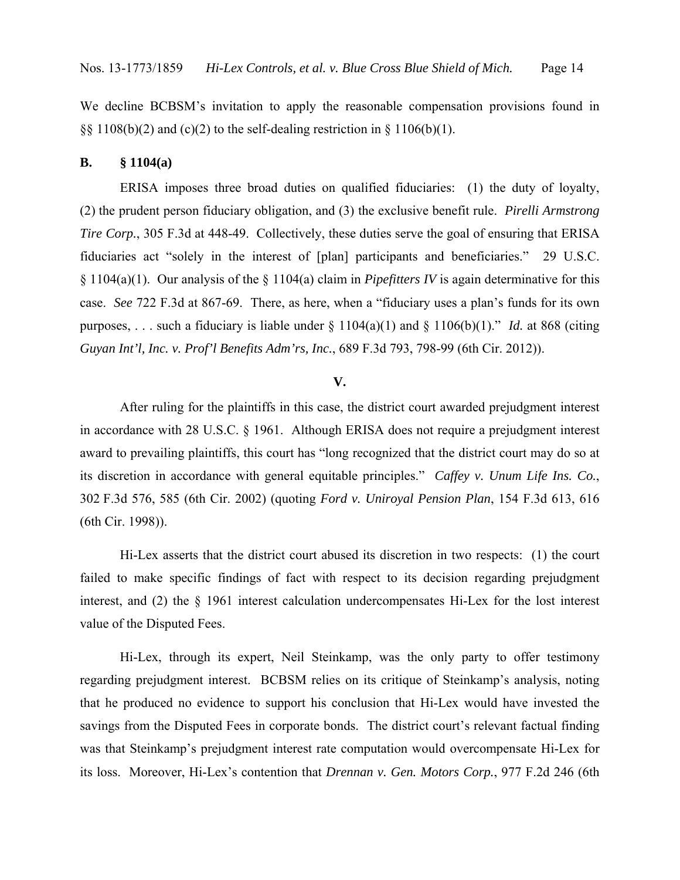We decline BCBSM's invitation to apply the reasonable compensation provisions found in §§ 1108(b)(2) and (c)(2) to the self-dealing restriction in § 1106(b)(1).

**B. § 1104(a)**

ERISA imposes three broad duties on qualified fiduciaries: (1) the duty of loyalty, (2) the prudent person fiduciary obligation, and (3) the exclusive benefit rule. *Pirelli Armstrong Tire Corp.*, 305 F.3d at 448-49. Collectively, these duties serve the goal of ensuring that ERISA fiduciaries act "solely in the interest of [plan] participants and beneficiaries." 29 U.S.C. § 1104(a)(1). Our analysis of the § 1104(a) claim in *Pipefitters IV* is again determinative for this case. *See* 722 F.3d at 867-69. There, as here, when a "fiduciary uses a plan's funds for its own purposes, . . . such a fiduciary is liable under § 1104(a)(1) and § 1106(b)(1)." *Id.* at 868 (citing *Guyan Int'l, Inc. v. Prof'l Benefits Adm'rs, Inc.*, 689 F.3d 793, 798-99 (6th Cir. 2012)).

**V.**

After ruling for the plaintiffs in this case, the district court awarded prejudgment interest in accordance with 28 U.S.C. § 1961. Although ERISA does not require a prejudgment interest award to prevailing plaintiffs, this court has "long recognized that the district court may do so at its discretion in accordance with general equitable principles." *Caffey v. Unum Life Ins. Co.*, 302 F.3d 576, 585 (6th Cir. 2002) (quoting *Ford v. Uniroyal Pension Plan*, 154 F.3d 613, 616 (6th Cir. 1998)).

Hi-Lex asserts that the district court abused its discretion in two respects: (1) the court failed to make specific findings of fact with respect to its decision regarding prejudgment interest, and (2) the § 1961 interest calculation undercompensates Hi-Lex for the lost interest value of the Disputed Fees.

Hi-Lex, through its expert, Neil Steinkamp, was the only party to offer testimony regarding prejudgment interest. BCBSM relies on its critique of Steinkamp's analysis, noting that he produced no evidence to support his conclusion that Hi-Lex would have invested the savings from the Disputed Fees in corporate bonds. The district court's relevant factual finding was that Steinkamp's prejudgment interest rate computation would overcompensate Hi-Lex for its loss. Moreover, Hi-Lex's contention that *Drennan v. Gen. Motors Corp.*, 977 F.2d 246 (6th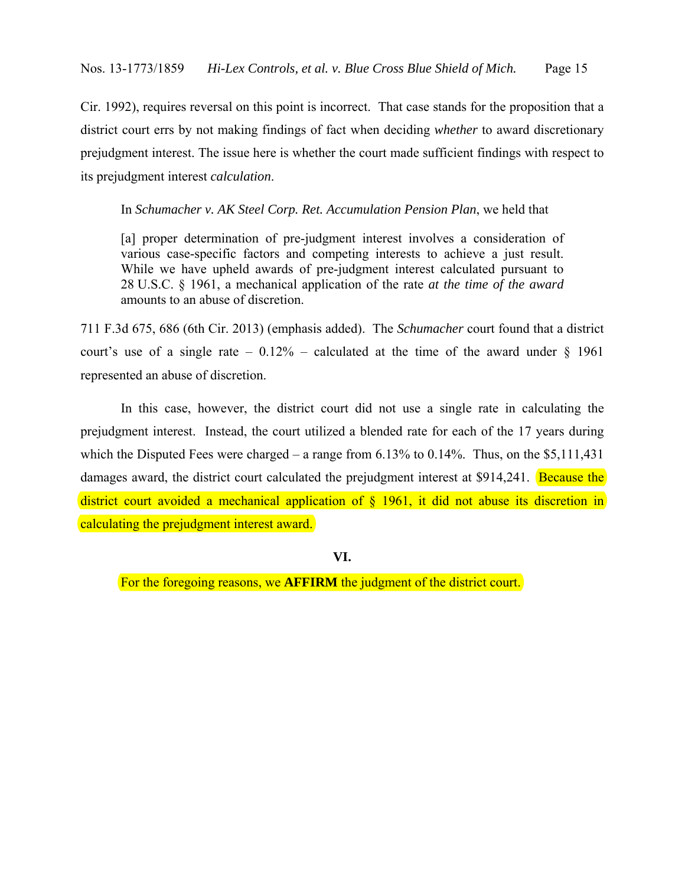Cir. 1992), requires reversal on this point is incorrect. That case stands for the proposition that a district court errs by not making findings of fact when deciding *whether* to award discretionary prejudgment interest. The issue here is whether the court made sufficient findings with respect to its prejudgment interest *calculation*.

In *Schumacher v. AK Steel Corp. Ret. Accumulation Pension Plan*, we held that

> [a] proper determination of pre-judgment interest involves a consideration of various case-specific factors and competing interests to achieve a just result. While we have upheld awards of pre-judgment interest calculated pursuant to 28 U.S.C. § 1961, a mechanical application of the rate *at the time of the award* amounts to an abuse of discretion.

711 F.3d 675, 686 (6th Cir. 2013) (emphasis added). The *Schumacher* court found that a district court's use of a single rate – 0.12% – calculated at the time of the award under § 1961 represented an abuse of discretion.

In this case, however, the district court did not use a single rate in calculating the prejudgment interest. Instead, the court utilized a blended rate for each of the 17 years during which the Disputed Fees were charged – a range from 6.13% to 0.14%. Thus, on the $5,111,431 damages award, the district court calculated the prejudgment interest at $914,241. Because the district court avoided a mechanical application of § 1961, it did not abuse its discretion in calculating the prejudgment interest award.

## VI.

For the foregoing reasons, we **AFFIRM** the judgment of the district court.